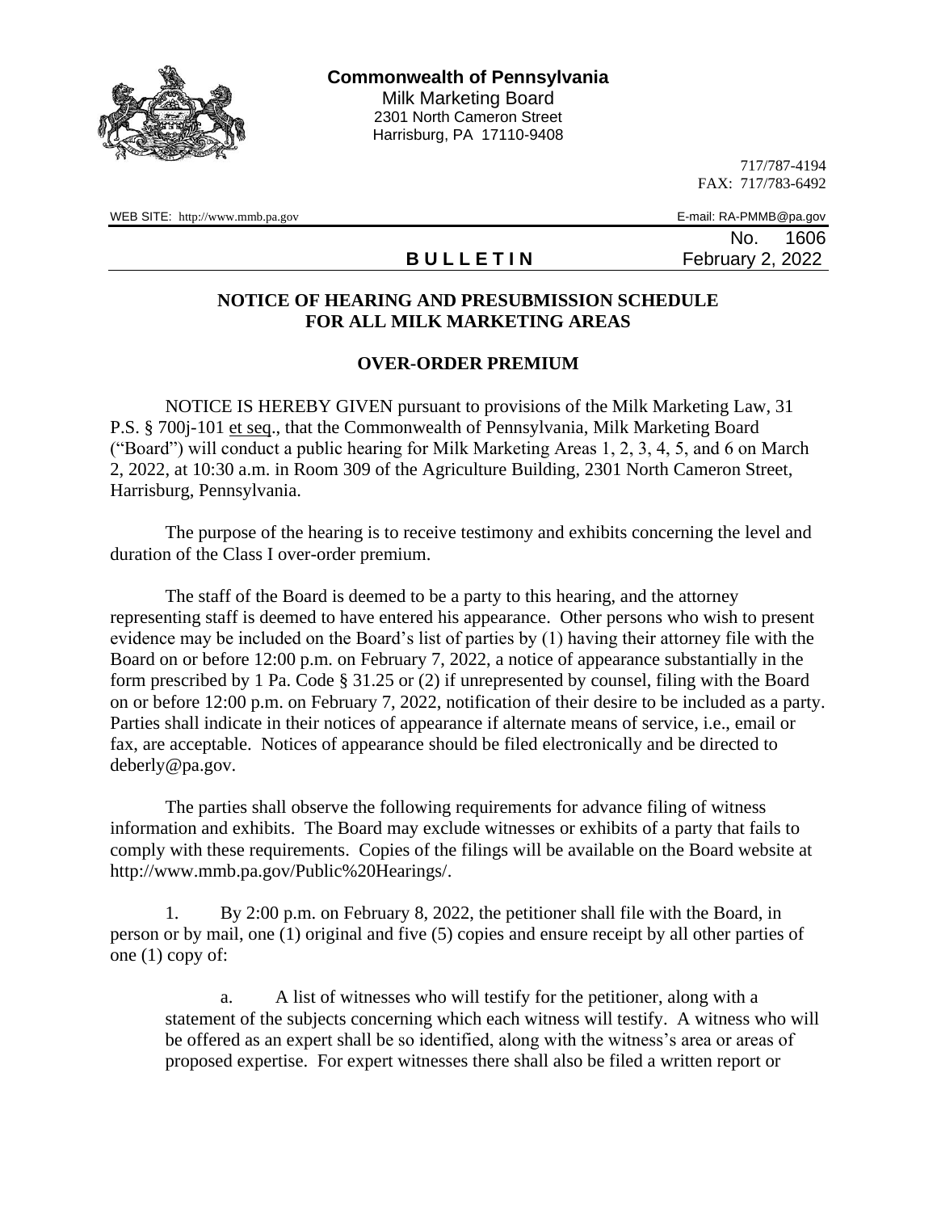**Commonwealth of Pennsylvania**
Milk Marketing Board
2301 North Cameron Street
Harrisburg, PA 17110-9408

717/787-4194
FAX: 717/783-6492

WEB SITE: http://www.mmb.pa.gov

E-mail: RA-PMMB@pa.gov

**B U L L E T I N**

No. 1606
February 2, 2022

## NOTICE OF HEARING AND PRESUBMISSION SCHEDULE FOR ALL MILK MARKETING AREAS

## OVER-ORDER PREMIUM

NOTICE IS HEREBY GIVEN pursuant to provisions of the Milk Marketing Law, 31 P.S. § 700j-101 et seq., that the Commonwealth of Pennsylvania, Milk Marketing Board ("Board") will conduct a public hearing for Milk Marketing Areas 1, 2, 3, 4, 5, and 6 on March 2, 2022, at 10:30 a.m. in Room 309 of the Agriculture Building, 2301 North Cameron Street, Harrisburg, Pennsylvania.

The purpose of the hearing is to receive testimony and exhibits concerning the level and duration of the Class I over-order premium.

The staff of the Board is deemed to be a party to this hearing, and the attorney representing staff is deemed to have entered his appearance. Other persons who wish to present evidence may be included on the Board's list of parties by (1) having their attorney file with the Board on or before 12:00 p.m. on February 7, 2022, a notice of appearance substantially in the form prescribed by 1 Pa. Code § 31.25 or (2) if unrepresented by counsel, filing with the Board on or before 12:00 p.m. on February 7, 2022, notification of their desire to be included as a party. Parties shall indicate in their notices of appearance if alternate means of service, i.e., email or fax, are acceptable. Notices of appearance should be filed electronically and be directed to deberly@pa.gov.

The parties shall observe the following requirements for advance filing of witness information and exhibits. The Board may exclude witnesses or exhibits of a party that fails to comply with these requirements. Copies of the filings will be available on the Board website at http://www.mmb.pa.gov/Public%20Hearings/.

1. By 2:00 p.m. on February 8, 2022, the petitioner shall file with the Board, in person or by mail, one (1) original and five (5) copies and ensure receipt by all other parties of one (1) copy of:

    a. A list of witnesses who will testify for the petitioner, along with a statement of the subjects concerning which each witness will testify. A witness who will be offered as an expert shall be so identified, along with the witness's area or areas of proposed expertise. For expert witnesses there shall also be filed a written report or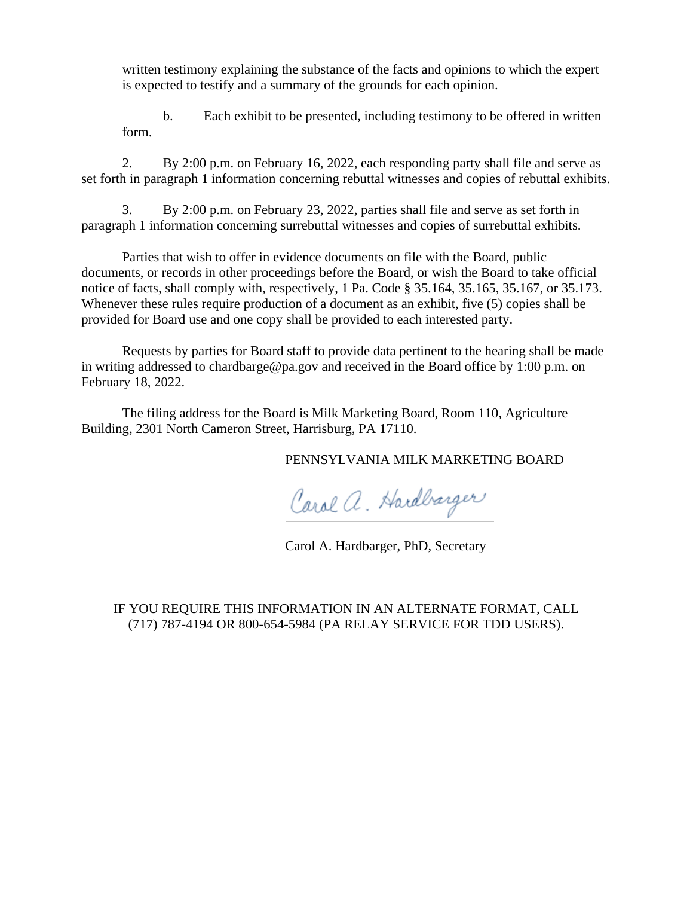written testimony explaining the substance of the facts and opinions to which the expert is expected to testify and a summary of the grounds for each opinion.

b. Each exhibit to be presented, including testimony to be offered in written form.

2. By 2:00 p.m. on February 16, 2022, each responding party shall file and serve as set forth in paragraph 1 information concerning rebuttal witnesses and copies of rebuttal exhibits.

3. By 2:00 p.m. on February 23, 2022, parties shall file and serve as set forth in paragraph 1 information concerning surrebuttal witnesses and copies of surrebuttal exhibits.

Parties that wish to offer in evidence documents on file with the Board, public documents, or records in other proceedings before the Board, or wish the Board to take official notice of facts, shall comply with, respectively, 1 Pa. Code § 35.164, 35.165, 35.167, or 35.173. Whenever these rules require production of a document as an exhibit, five (5) copies shall be provided for Board use and one copy shall be provided to each interested party.

Requests by parties for Board staff to provide data pertinent to the hearing shall be made in writing addressed to chardbarge@pa.gov and received in the Board office by 1:00 p.m. on February 18, 2022.

The filing address for the Board is Milk Marketing Board, Room 110, Agriculture Building, 2301 North Cameron Street, Harrisburg, PA 17110.

PENNSYLVANIA MILK MARKETING BOARD

Carol A. Hardbarger

Carol A. Hardbarger, PhD, Secretary

IF YOU REQUIRE THIS INFORMATION IN AN ALTERNATE FORMAT, CALL (717) 787-4194 OR 800-654-5984 (PA RELAY SERVICE FOR TDD USERS).